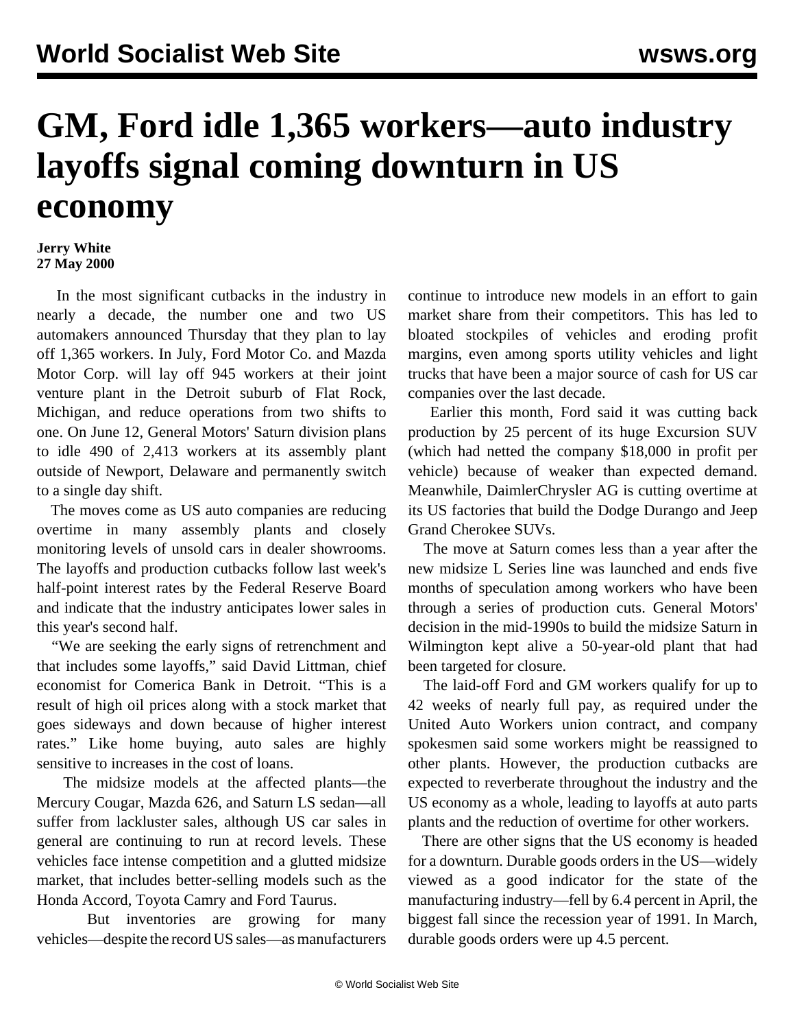# GM, Ford idle 1,365 workers—auto industry layoffs signal coming downturn in US economy

**Jerry White**
**27 May 2000**

In the most significant cutbacks in the industry in nearly a decade, the number one and two US automakers announced Thursday that they plan to lay off 1,365 workers. In July, Ford Motor Co. and Mazda Motor Corp. will lay off 945 workers at their joint venture plant in the Detroit suburb of Flat Rock, Michigan, and reduce operations from two shifts to one. On June 12, General Motors' Saturn division plans to idle 490 of 2,413 workers at its assembly plant outside of Newport, Delaware and permanently switch to a single day shift.

The moves come as US auto companies are reducing overtime in many assembly plants and closely monitoring levels of unsold cars in dealer showrooms. The layoffs and production cutbacks follow last week's half-point interest rates by the Federal Reserve Board and indicate that the industry anticipates lower sales in this year's second half.

"We are seeking the early signs of retrenchment and that includes some layoffs," said David Littman, chief economist for Comerica Bank in Detroit. "This is a result of high oil prices along with a stock market that goes sideways and down because of higher interest rates." Like home buying, auto sales are highly sensitive to increases in the cost of loans.

The midsize models at the affected plants—the Mercury Cougar, Mazda 626, and Saturn LS sedan—all suffer from lackluster sales, although US car sales in general are continuing to run at record levels. These vehicles face intense competition and a glutted midsize market, that includes better-selling models such as the Honda Accord, Toyota Camry and Ford Taurus.

But inventories are growing for many vehicles—despite the record US sales—as manufacturers continue to introduce new models in an effort to gain market share from their competitors. This has led to bloated stockpiles of vehicles and eroding profit margins, even among sports utility vehicles and light trucks that have been a major source of cash for US car companies over the last decade.

Earlier this month, Ford said it was cutting back production by 25 percent of its huge Excursion SUV (which had netted the company $18,000 in profit per vehicle) because of weaker than expected demand. Meanwhile, DaimlerChrysler AG is cutting overtime at its US factories that build the Dodge Durango and Jeep Grand Cherokee SUVs.

The move at Saturn comes less than a year after the new midsize L Series line was launched and ends five months of speculation among workers who have been through a series of production cuts. General Motors' decision in the mid-1990s to build the midsize Saturn in Wilmington kept alive a 50-year-old plant that had been targeted for closure.

The laid-off Ford and GM workers qualify for up to 42 weeks of nearly full pay, as required under the United Auto Workers union contract, and company spokesmen said some workers might be reassigned to other plants. However, the production cutbacks are expected to reverberate throughout the industry and the US economy as a whole, leading to layoffs at auto parts plants and the reduction of overtime for other workers.

There are other signs that the US economy is headed for a downturn. Durable goods orders in the US—widely viewed as a good indicator for the state of the manufacturing industry—fell by 6.4 percent in April, the biggest fall since the recession year of 1991. In March, durable goods orders were up 4.5 percent.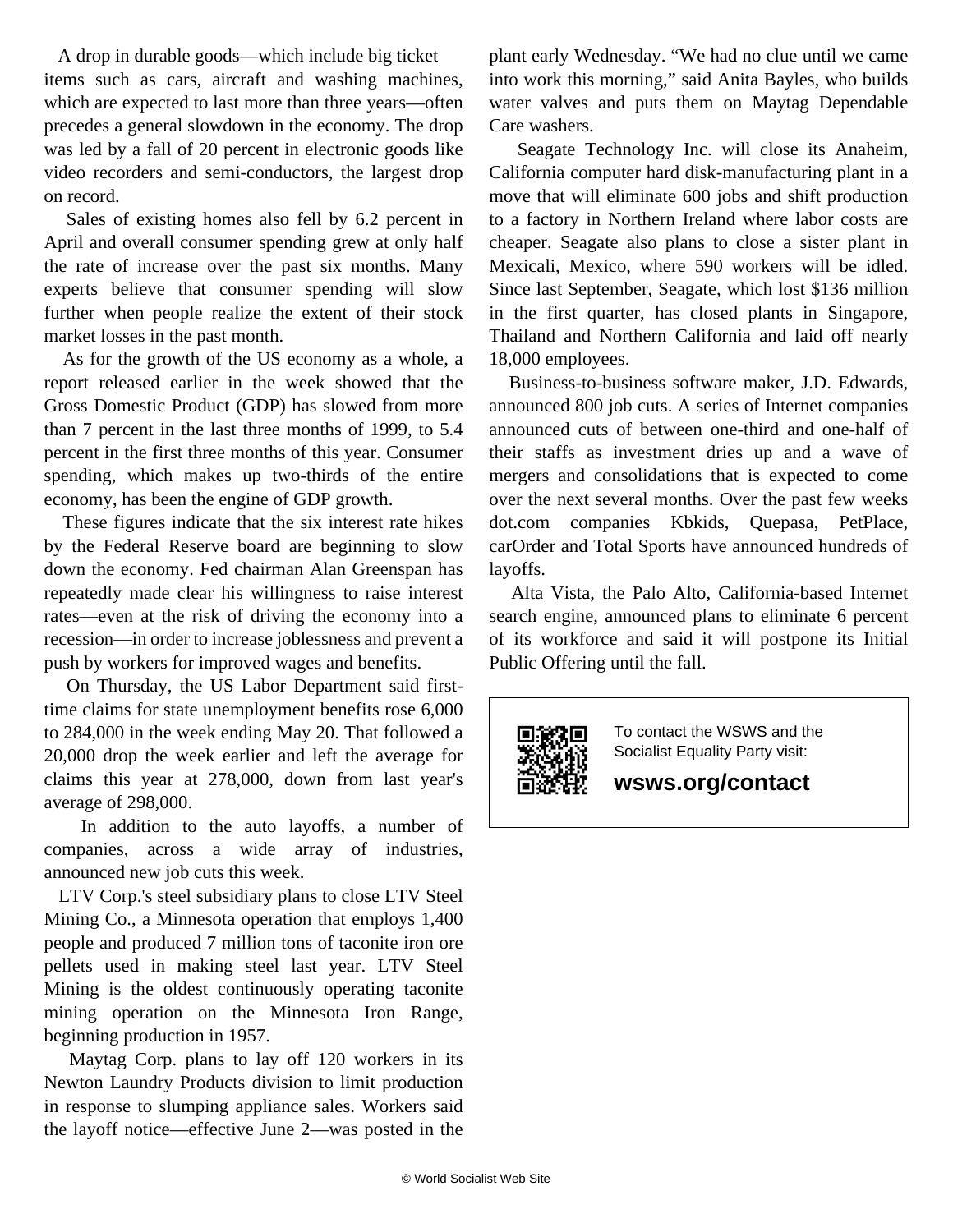A drop in durable goods—which include big ticket items such as cars, aircraft and washing machines, which are expected to last more than three years—often precedes a general slowdown in the economy. The drop was led by a fall of 20 percent in electronic goods like video recorders and semi-conductors, the largest drop on record.

Sales of existing homes also fell by 6.2 percent in April and overall consumer spending grew at only half the rate of increase over the past six months. Many experts believe that consumer spending will slow further when people realize the extent of their stock market losses in the past month.

As for the growth of the US economy as a whole, a report released earlier in the week showed that the Gross Domestic Product (GDP) has slowed from more than 7 percent in the last three months of 1999, to 5.4 percent in the first three months of this year. Consumer spending, which makes up two-thirds of the entire economy, has been the engine of GDP growth.

These figures indicate that the six interest rate hikes by the Federal Reserve board are beginning to slow down the economy. Fed chairman Alan Greenspan has repeatedly made clear his willingness to raise interest rates—even at the risk of driving the economy into a recession—in order to increase joblessness and prevent a push by workers for improved wages and benefits.

On Thursday, the US Labor Department said first-time claims for state unemployment benefits rose 6,000 to 284,000 in the week ending May 20. That followed a 20,000 drop the week earlier and left the average for claims this year at 278,000, down from last year's average of 298,000.

In addition to the auto layoffs, a number of companies, across a wide array of industries, announced new job cuts this week.

LTV Corp.'s steel subsidiary plans to close LTV Steel Mining Co., a Minnesota operation that employs 1,400 people and produced 7 million tons of taconite iron ore pellets used in making steel last year. LTV Steel Mining is the oldest continuously operating taconite mining operation on the Minnesota Iron Range, beginning production in 1957.

Maytag Corp. plans to lay off 120 workers in its Newton Laundry Products division to limit production in response to slumping appliance sales. Workers said the layoff notice—effective June 2—was posted in the plant early Wednesday. “We had no clue until we came into work this morning,” said Anita Bayles, who builds water valves and puts them on Maytag Dependable Care washers.

Seagate Technology Inc. will close its Anaheim, California computer hard disk-manufacturing plant in a move that will eliminate 600 jobs and shift production to a factory in Northern Ireland where labor costs are cheaper. Seagate also plans to close a sister plant in Mexicali, Mexico, where 590 workers will be idled. Since last September, Seagate, which lost $136 million in the first quarter, has closed plants in Singapore, Thailand and Northern California and laid off nearly 18,000 employees.

Business-to-business software maker, J.D. Edwards, announced 800 job cuts. A series of Internet companies announced cuts of between one-third and one-half of their staffs as investment dries up and a wave of mergers and consolidations that is expected to come over the next several months. Over the past few weeks dot.com companies Kbkids, Quepasa, PetPlace, carOrder and Total Sports have announced hundreds of layoffs.

Alta Vista, the Palo Alto, California-based Internet search engine, announced plans to eliminate 6 percent of its workforce and said it will postpone its Initial Public Offering until the fall.

To contact the WSWS and the Socialist Equality Party visit:

**wsws.org/contact**